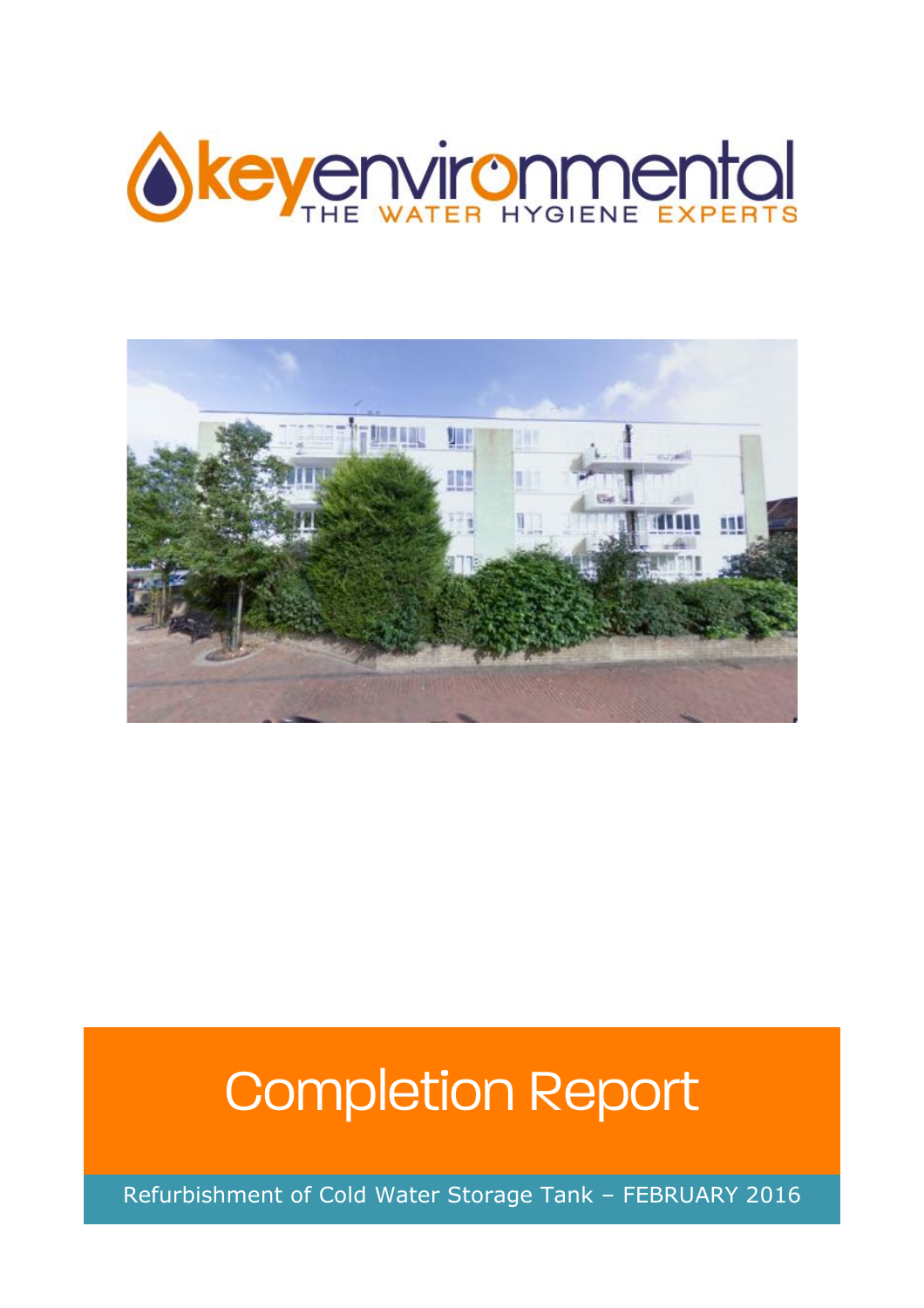keyenvironmental
THE WATER HYGIENE EXPERTS

# Completion Report

Refurbishment of Cold Water Storage Tank – FEBRUARY 2016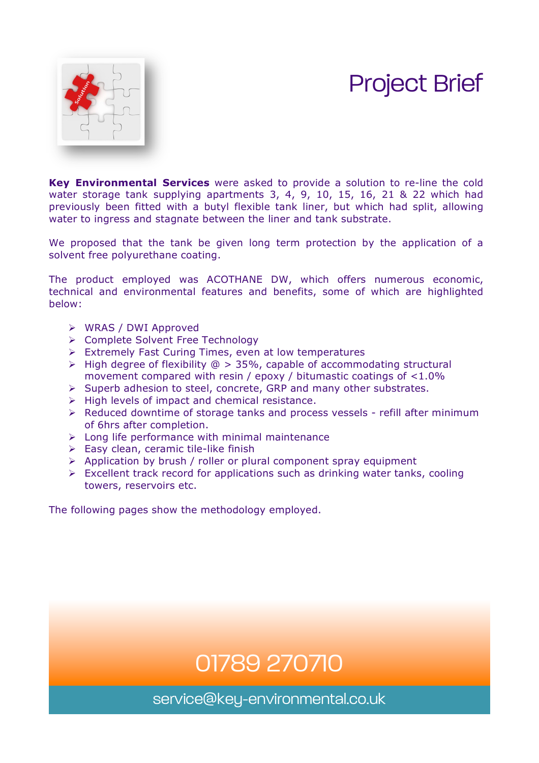# Project Brief

**Key Environmental Services** were asked to provide a solution to re-line the cold water storage tank supplying apartments 3, 4, 9, 10, 15, 16, 21 & 22 which had previously been fitted with a butyl flexible tank liner, but which had split, allowing water to ingress and stagnate between the liner and tank substrate.

We proposed that the tank be given long term protection by the application of a solvent free polyurethane coating.

The product employed was ACOTHANE DW, which offers numerous economic, technical and environmental features and benefits, some of which are highlighted below:

- WRAS / DWI Approved
- Complete Solvent Free Technology
- Extremely Fast Curing Times, even at low temperatures
- High degree of flexibility @ > 35%, capable of accommodating structural movement compared with resin / epoxy / bitumastic coatings of <1.0%
- Superb adhesion to steel, concrete, GRP and many other substrates.
- High levels of impact and chemical resistance.
- Reduced downtime of storage tanks and process vessels - refill after minimum of 6hrs after completion.
- Long life performance with minimal maintenance
- Easy clean, ceramic tile-like finish
- Application by brush / roller or plural component spray equipment
- Excellent track record for applications such as drinking water tanks, cooling towers, reservoirs etc.

The following pages show the methodology employed.

01789 270710

service@key-environmental.co.uk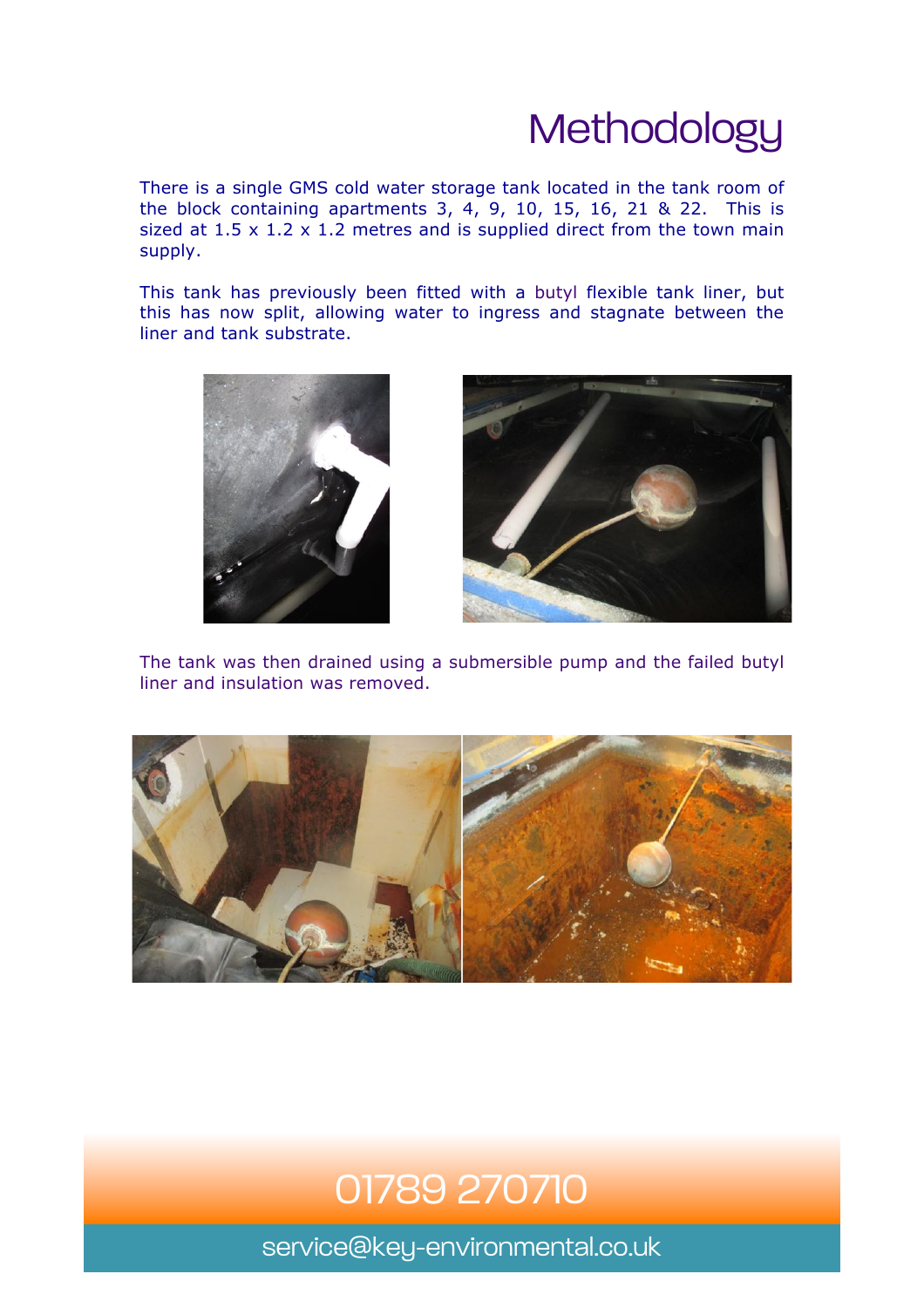# Methodology

There is a single GMS cold water storage tank located in the tank room of the block containing apartments 3, 4, 9, 10, 15, 16, 21 & 22. This is sized at 1.5 x 1.2 x 1.2 metres and is supplied direct from the town main supply.

This tank has previously been fitted with a butyl flexible tank liner, but this has now split, allowing water to ingress and stagnate between the liner and tank substrate.

The tank was then drained using a submersible pump and the failed butyl liner and insulation was removed.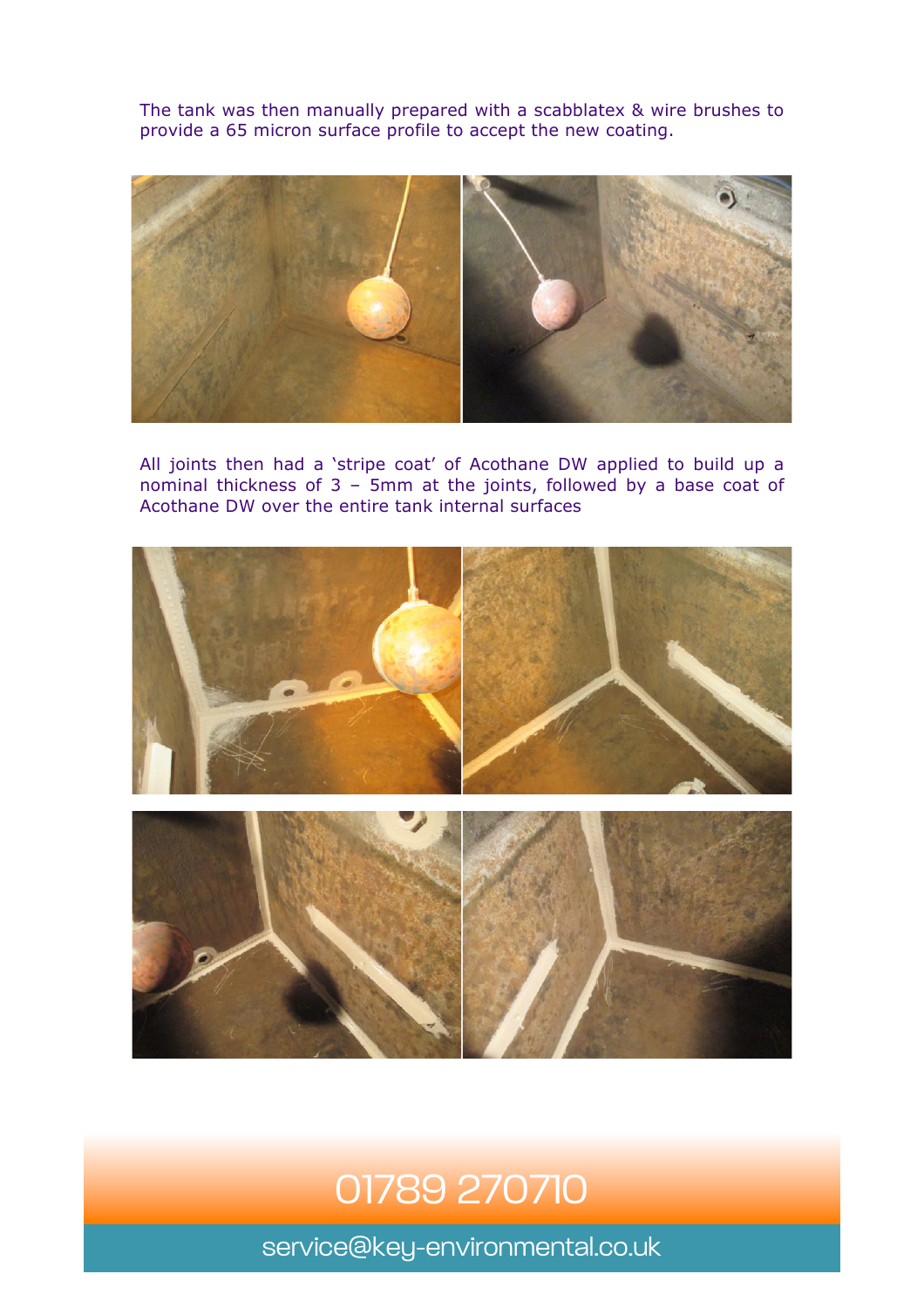The tank was then manually prepared with a scabblatex & wire brushes to provide a 65 micron surface profile to accept the new coating.

All joints then had a 'stripe coat' of Acothane DW applied to build up a nominal thickness of 3 – 5mm at the joints, followed by a base coat of Acothane DW over the entire tank internal surfaces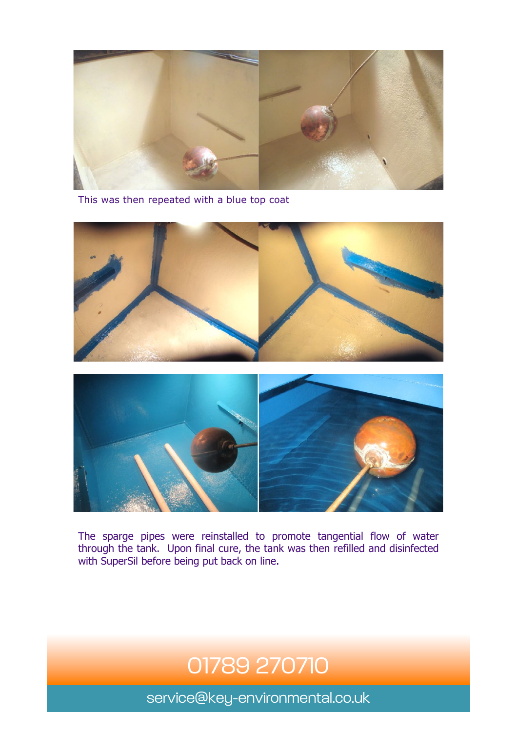This was then repeated with a blue top coat

The sparge pipes were reinstalled to promote tangential flow of water through the tank. Upon final cure, the tank was then refilled and disinfected with SuperSil before being put back on line.

01789 270710

service@key-environmental.co.uk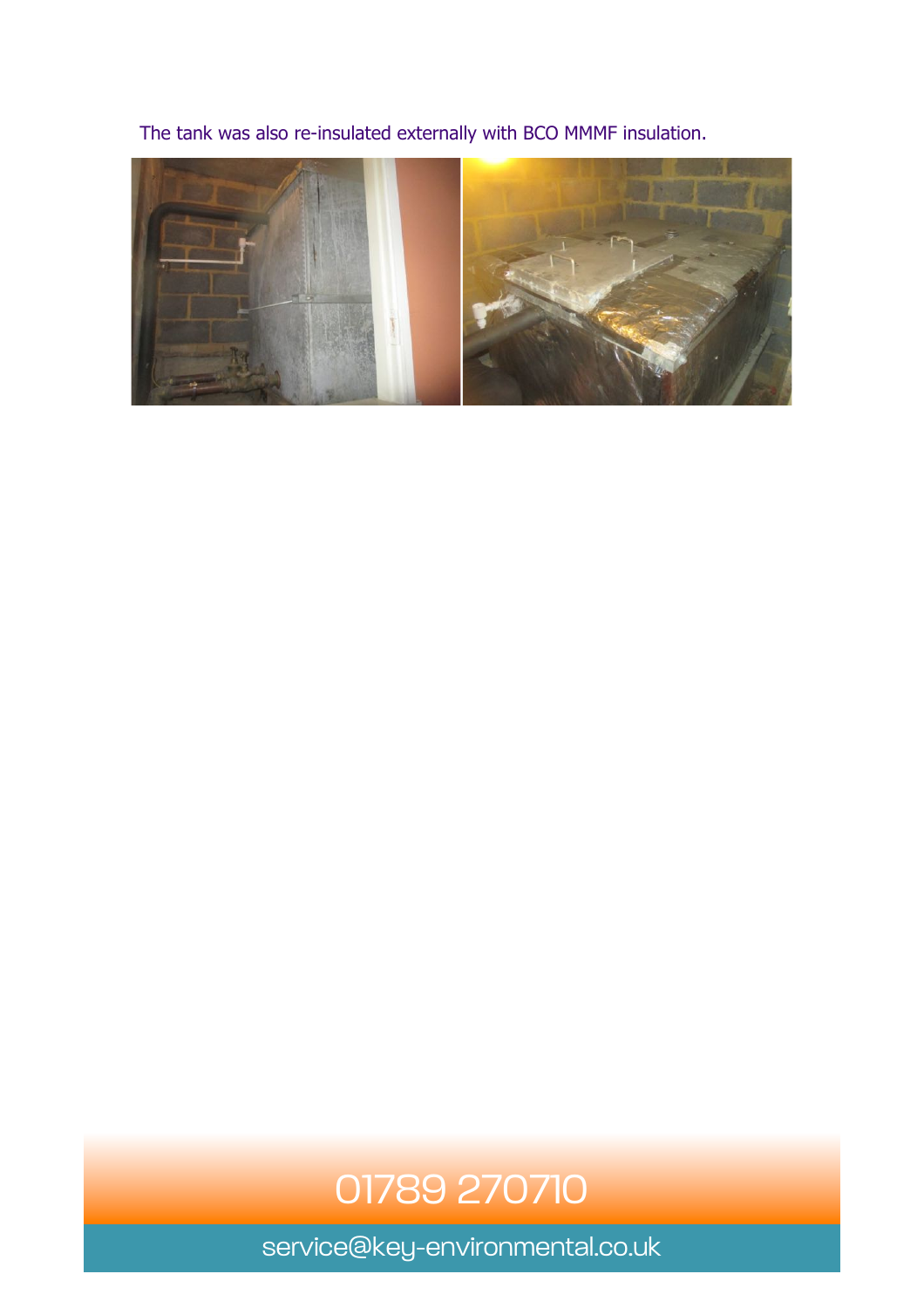The tank was also re-insulated externally with BCO MMMF insulation.

01789 270710

service@key-environmental.co.uk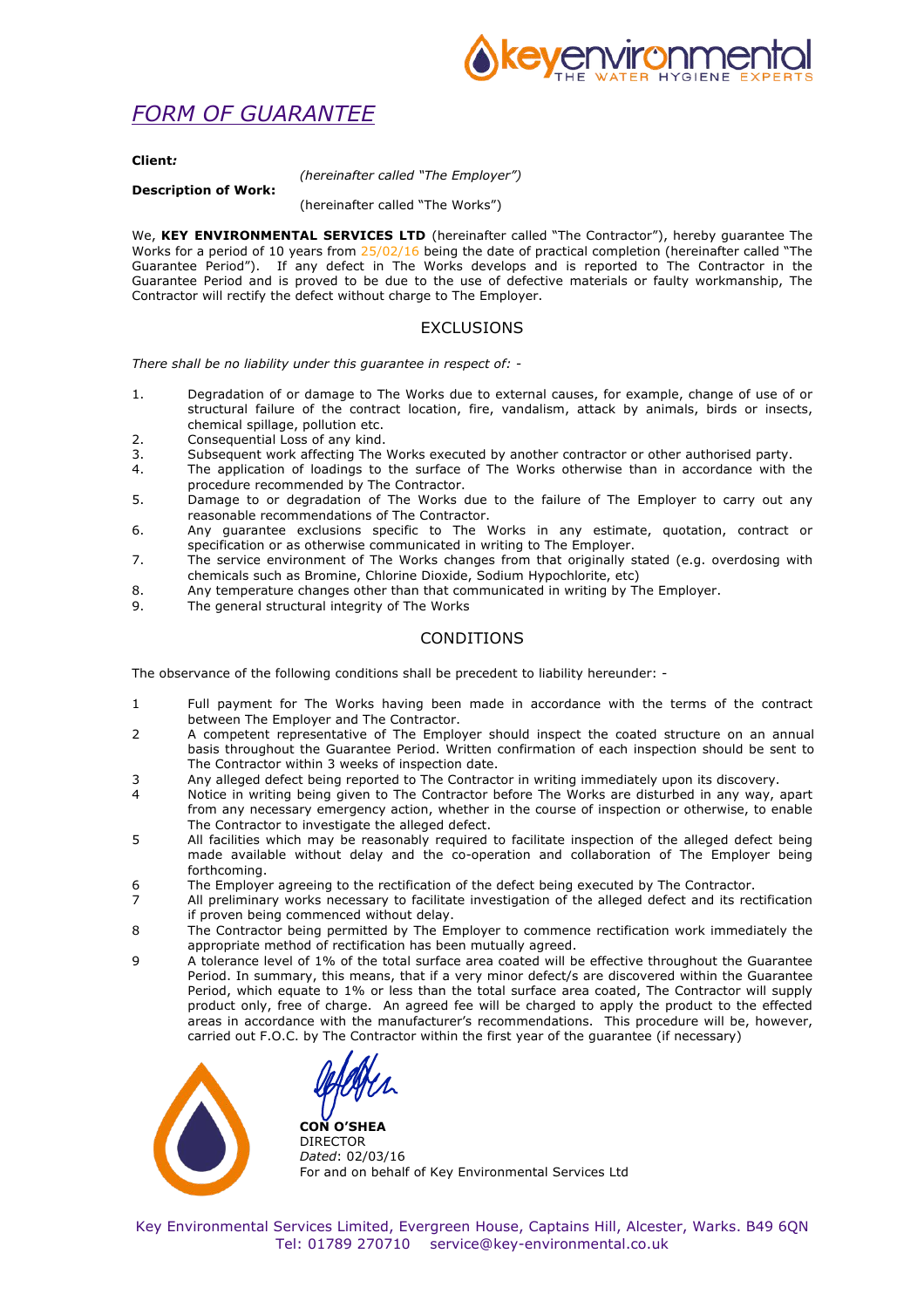keyenvironmental THE WATER HYGIENE EXPERTS

# *FORM OF GUARANTEE*

**Client*:***

*(hereinafter called "The Employer")*

**Description of Work:**

(hereinafter called "The Works")

We, **KEY ENVIRONMENTAL SERVICES LTD** (hereinafter called "The Contractor"), hereby guarantee The Works for a period of 10 years from 25/02/16 being the date of practical completion (hereinafter called "The Guarantee Period"). If any defect in The Works develops and is reported to The Contractor in the Guarantee Period and is proved to be due to the use of defective materials or faulty workmanship, The Contractor will rectify the defect without charge to The Employer.

## EXCLUSIONS

*There shall be no liability under this guarantee in respect of: -*

1. Degradation of or damage to The Works due to external causes, for example, change of use of or structural failure of the contract location, fire, vandalism, attack by animals, birds or insects, chemical spillage, pollution etc.
2. Consequential Loss of any kind.
3. Subsequent work affecting The Works executed by another contractor or other authorised party.
4. The application of loadings to the surface of The Works otherwise than in accordance with the procedure recommended by The Contractor.
5. Damage to or degradation of The Works due to the failure of The Employer to carry out any reasonable recommendations of The Contractor.
6. Any guarantee exclusions specific to The Works in any estimate, quotation, contract or specification or as otherwise communicated in writing to The Employer.
7. The service environment of The Works changes from that originally stated (e.g. overdosing with chemicals such as Bromine, Chlorine Dioxide, Sodium Hypochlorite, etc)
8. Any temperature changes other than that communicated in writing by The Employer.
9. The general structural integrity of The Works

## CONDITIONS

The observance of the following conditions shall be precedent to liability hereunder: -

1. Full payment for The Works having been made in accordance with the terms of the contract between The Employer and The Contractor.
2. A competent representative of The Employer should inspect the coated structure on an annual basis throughout the Guarantee Period. Written confirmation of each inspection should be sent to The Contractor within 3 weeks of inspection date.
3. Any alleged defect being reported to The Contractor in writing immediately upon its discovery.
4. Notice in writing being given to The Contractor before The Works are disturbed in any way, apart from any necessary emergency action, whether in the course of inspection or otherwise, to enable The Contractor to investigate the alleged defect.
5. All facilities which may be reasonably required to facilitate inspection of the alleged defect being made available without delay and the co-operation and collaboration of The Employer being forthcoming.
6. The Employer agreeing to the rectification of the defect being executed by The Contractor.
7. All preliminary works necessary to facilitate investigation of the alleged defect and its rectification if proven being commenced without delay.
8. The Contractor being permitted by The Employer to commence rectification work immediately the appropriate method of rectification has been mutually agreed.
9. A tolerance level of 1% of the total surface area coated will be effective throughout the Guarantee Period. In summary, this means, that if a very minor defect/s are discovered within the Guarantee Period, which equate to 1% or less than the total surface area coated, The Contractor will supply product only, free of charge. An agreed fee will be charged to apply the product to the effected areas in accordance with the manufacturer's recommendations. This procedure will be, however, carried out F.O.C. by The Contractor within the first year of the guarantee (if necessary)

**CON O'SHEA**
DIRECTOR
*Dated*: 02/03/16
For and on behalf of Key Environmental Services Ltd

Key Environmental Services Limited, Evergreen House, Captains Hill, Alcester, Warks. B49 6QN
Tel: 01789 270710 service@key-environmental.co.uk